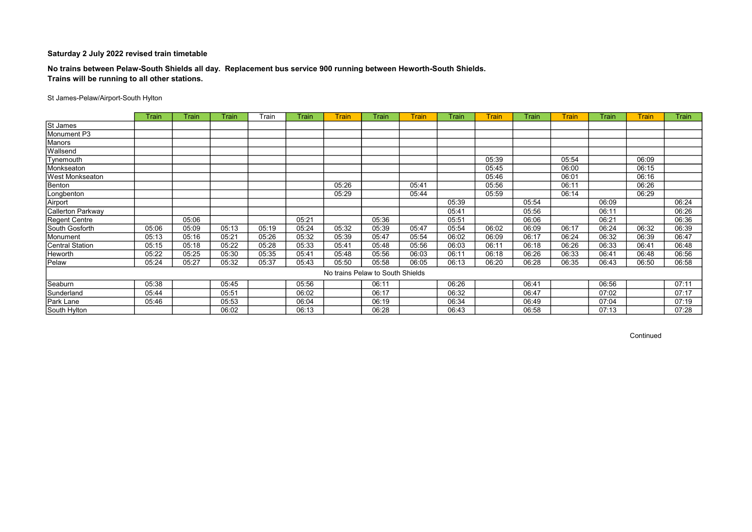**Saturday 2 July 2022 revised train timetable**

**No trains between Pelaw-South Shields all day. Replacement bus service 900 running between Heworth-South Shields.**
**Trains will be running to all other stations.**

St James-Pelaw/Airport-South Hylton

| | Train | Train | Train | Train | Train | Train | Train | Train | Train | Train | Train | Train | Train | Train | Train |
|---|---|---|---|---|---|---|---|---|---|---|---|---|---|---|---|
| St James | | | | | | | | | | | | | | | |
| Monument P3 | | | | | | | | | | | | | | | |
| Manors | | | | | | | | | | | | | | | |
| Wallsend | | | | | | | | | | | | | | | |
| Tynemouth | | | | | | | | | | 05:39 | | 05:54 | | 06:09 | |
| Monkseaton | | | | | | | | | | 05:45 | | 06:00 | | 06:15 | |
| West Monkseaton | | | | | | | | | | 05:46 | | 06:01 | | 06:16 | |
| Benton | | | | | | 05:26 | | 05:41 | | 05:56 | | 06:11 | | 06:26 | |
| Longbenton | | | | | | 05:29 | | 05:44 | | 05:59 | | 06:14 | | 06:29 | |
| Airport | | | | | | | | | 05:39 | | 05:54 | | 06:09 | | 06:24 |
| Callerton Parkway | | | | | | | | | 05:41 | | 05:56 | | 06:11 | | 06:26 |
| Regent Centre | | 05:06 | | | 05:21 | | 05:36 | | 05:51 | | 06:06 | | 06:21 | | 06:36 |
| South Gosforth | 05:06 | 05:09 | 05:13 | 05:19 | 05:24 | 05:32 | 05:39 | 05:47 | 05:54 | 06:02 | 06:09 | 06:17 | 06:24 | 06:32 | 06:39 |
| Monument | 05:13 | 05:16 | 05:21 | 05:26 | 05:32 | 05:39 | 05:47 | 05:54 | 06:02 | 06:09 | 06:17 | 06:24 | 06:32 | 06:39 | 06:47 |
| Central Station | 05:15 | 05:18 | 05:22 | 05:28 | 05:33 | 05:41 | 05:48 | 05:56 | 06:03 | 06:11 | 06:18 | 06:26 | 06:33 | 06:41 | 06:48 |
| Heworth | 05:22 | 05:25 | 05:30 | 05:35 | 05:41 | 05:48 | 05:56 | 06:03 | 06:11 | 06:18 | 06:26 | 06:33 | 06:41 | 06:48 | 06:56 |
| Pelaw | 05:24 | 05:27 | 05:32 | 05:37 | 05:43 | 05:50 | 05:58 | 06:05 | 06:13 | 06:20 | 06:28 | 06:35 | 06:43 | 06:50 | 06:58 |
| No trains Pelaw to South Shields | | | | | | | | | | | | | | | |
| Seaburn | 05:38 | | 05:45 | | 05:56 | | 06:11 | | 06:26 | | 06:41 | | 06:56 | | 07:11 |
| Sunderland | 05:44 | | 05:51 | | 06:02 | | 06:17 | | 06:32 | | 06:47 | | 07:02 | | 07:17 |
| Park Lane | 05:46 | | 05:53 | | 06:04 | | 06:19 | | 06:34 | | 06:49 | | 07:04 | | 07:19 |
| South Hylton | | | 06:02 | | 06:13 | | 06:28 | | 06:43 | | 06:58 | | 07:13 | | 07:28 |

Continued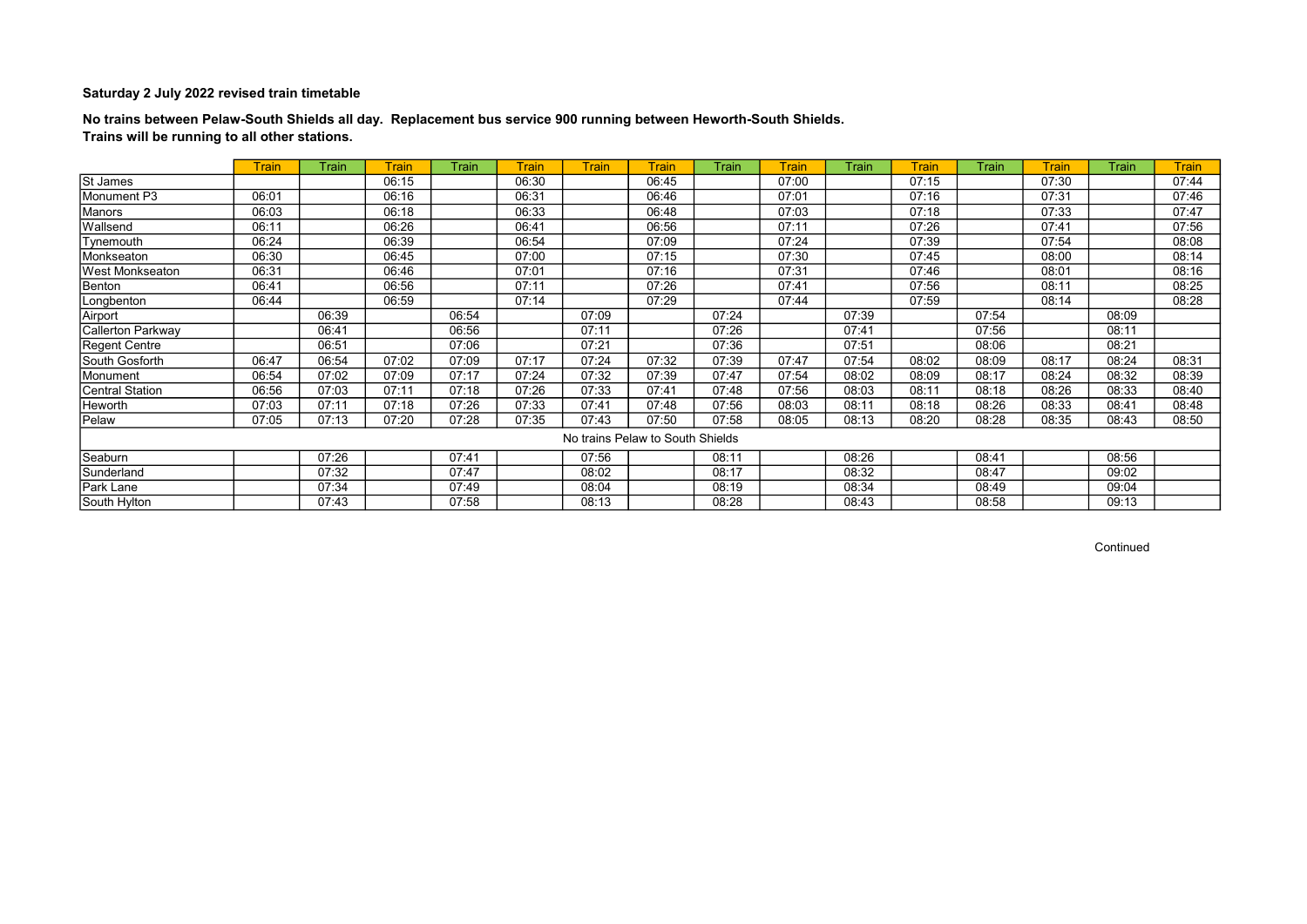**Saturday 2 July 2022 revised train timetable**

**No trains between Pelaw-South Shields all day. Replacement bus service 900 running between Heworth-South Shields.**
**Trains will be running to all other stations.**

| | Train | Train | Train | Train | Train | Train | Train | Train | Train | Train | Train | Train | Train | Train | Train |
|---|---|---|---|---|---|---|---|---|---|---|---|---|---|---|---|
| St James | | | 06:15 | | 06:30 | | 06:45 | | 07:00 | | 07:15 | | 07:30 | | 07:44 |
| Monument P3 | 06:01 | | 06:16 | | 06:31 | | 06:46 | | 07:01 | | 07:16 | | 07:31 | | 07:46 |
| Manors | 06:03 | | 06:18 | | 06:33 | | 06:48 | | 07:03 | | 07:18 | | 07:33 | | 07:47 |
| Wallsend | 06:11 | | 06:26 | | 06:41 | | 06:56 | | 07:11 | | 07:26 | | 07:41 | | 07:56 |
| Tynemouth | 06:24 | | 06:39 | | 06:54 | | 07:09 | | 07:24 | | 07:39 | | 07:54 | | 08:08 |
| Monkseaton | 06:30 | | 06:45 | | 07:00 | | 07:15 | | 07:30 | | 07:45 | | 08:00 | | 08:14 |
| West Monkseaton | 06:31 | | 06:46 | | 07:01 | | 07:16 | | 07:31 | | 07:46 | | 08:01 | | 08:16 |
| Benton | 06:41 | | 06:56 | | 07:11 | | 07:26 | | 07:41 | | 07:56 | | 08:11 | | 08:25 |
| Longbenton | 06:44 | | 06:59 | | 07:14 | | 07:29 | | 07:44 | | 07:59 | | 08:14 | | 08:28 |
| Airport | | 06:39 | | 06:54 | | 07:09 | | 07:24 | | 07:39 | | 07:54 | | 08:09 | |
| Callerton Parkway | | 06:41 | | 06:56 | | 07:11 | | 07:26 | | 07:41 | | 07:56 | | 08:11 | |
| Regent Centre | | 06:51 | | 07:06 | | 07:21 | | 07:36 | | 07:51 | | 08:06 | | 08:21 | |
| South Gosforth | 06:47 | 06:54 | 07:02 | 07:09 | 07:17 | 07:24 | 07:32 | 07:39 | 07:47 | 07:54 | 08:02 | 08:09 | 08:17 | 08:24 | 08:31 |
| Monument | 06:54 | 07:02 | 07:09 | 07:17 | 07:24 | 07:32 | 07:39 | 07:47 | 07:54 | 08:02 | 08:09 | 08:17 | 08:24 | 08:32 | 08:39 |
| Central Station | 06:56 | 07:03 | 07:11 | 07:18 | 07:26 | 07:33 | 07:41 | 07:48 | 07:56 | 08:03 | 08:11 | 08:18 | 08:26 | 08:33 | 08:40 |
| Heworth | 07:03 | 07:11 | 07:18 | 07:26 | 07:33 | 07:41 | 07:48 | 07:56 | 08:03 | 08:11 | 08:18 | 08:26 | 08:33 | 08:41 | 08:48 |
| Pelaw | 07:05 | 07:13 | 07:20 | 07:28 | 07:35 | 07:43 | 07:50 | 07:58 | 08:05 | 08:13 | 08:20 | 08:28 | 08:35 | 08:43 | 08:50 |
| No trains Pelaw to South Shields | | | | | | | | | | | | | | | |
| Seaburn | | 07:26 | | 07:41 | | 07:56 | | 08:11 | | 08:26 | | 08:41 | | 08:56 | |
| Sunderland | | 07:32 | | 07:47 | | 08:02 | | 08:17 | | 08:32 | | 08:47 | | 09:02 | |
| Park Lane | | 07:34 | | 07:49 | | 08:04 | | 08:19 | | 08:34 | | 08:49 | | 09:04 | |
| South Hylton | | 07:43 | | 07:58 | | 08:13 | | 08:28 | | 08:43 | | 08:58 | | 09:13 | |

Continued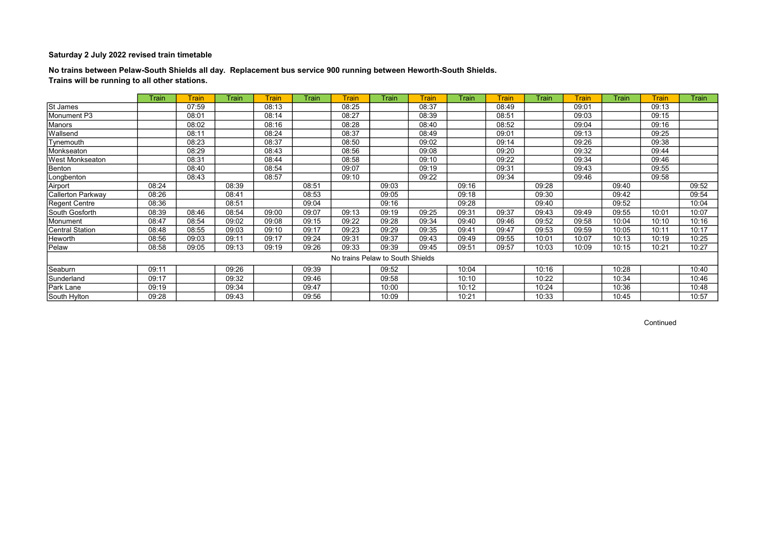**Saturday 2 July 2022 revised train timetable**

**No trains between Pelaw-South Shields all day. Replacement bus service 900 running between Heworth-South Shields.**
**Trains will be running to all other stations.**

| | Train | Train | Train | Train | Train | Train | Train | Train | Train | Train | Train | Train | Train | Train | Train |
|---|---|---|---|---|---|---|---|---|---|---|---|---|---|---|---|
| St James | | 07:59 | | 08:13 | | 08:25 | | 08:37 | | 08:49 | | 09:01 | | 09:13 | |
| Monument P3 | | 08:01 | | 08:14 | | 08:27 | | 08:39 | | 08:51 | | 09:03 | | 09:15 | |
| Manors | | 08:02 | | 08:16 | | 08:28 | | 08:40 | | 08:52 | | 09:04 | | 09:16 | |
| Wallsend | | 08:11 | | 08:24 | | 08:37 | | 08:49 | | 09:01 | | 09:13 | | 09:25 | |
| Tynemouth | | 08:23 | | 08:37 | | 08:50 | | 09:02 | | 09:14 | | 09:26 | | 09:38 | |
| Monkseaton | | 08:29 | | 08:43 | | 08:56 | | 09:08 | | 09:20 | | 09:32 | | 09:44 | |
| West Monkseaton | | 08:31 | | 08:44 | | 08:58 | | 09:10 | | 09:22 | | 09:34 | | 09:46 | |
| Benton | | 08:40 | | 08:54 | | 09:07 | | 09:19 | | 09:31 | | 09:43 | | 09:55 | |
| Longbenton | | 08:43 | | 08:57 | | 09:10 | | 09:22 | | 09:34 | | 09:46 | | 09:58 | |
| Airport | 08:24 | | 08:39 | | 08:51 | | 09:03 | | 09:16 | | 09:28 | | 09:40 | | 09:52 |
| Callerton Parkway | 08:26 | | 08:41 | | 08:53 | | 09:05 | | 09:18 | | 09:30 | | 09:42 | | 09:54 |
| Regent Centre | 08:36 | | 08:51 | | 09:04 | | 09:16 | | 09:28 | | 09:40 | | 09:52 | | 10:04 |
| South Gosforth | 08:39 | 08:46 | 08:54 | 09:00 | 09:07 | 09:13 | 09:19 | 09:25 | 09:31 | 09:37 | 09:43 | 09:49 | 09:55 | 10:01 | 10:07 |
| Monument | 08:47 | 08:54 | 09:02 | 09:08 | 09:15 | 09:22 | 09:28 | 09:34 | 09:40 | 09:46 | 09:52 | 09:58 | 10:04 | 10:10 | 10:16 |
| Central Station | 08:48 | 08:55 | 09:03 | 09:10 | 09:17 | 09:23 | 09:29 | 09:35 | 09:41 | 09:47 | 09:53 | 09:59 | 10:05 | 10:11 | 10:17 |
| Heworth | 08:56 | 09:03 | 09:11 | 09:17 | 09:24 | 09:31 | 09:37 | 09:43 | 09:49 | 09:55 | 10:01 | 10:07 | 10:13 | 10:19 | 10:25 |
| Pelaw | 08:58 | 09:05 | 09:13 | 09:19 | 09:26 | 09:33 | 09:39 | 09:45 | 09:51 | 09:57 | 10:03 | 10:09 | 10:15 | 10:21 | 10:27 |
| No trains Pelaw to South Shields | | | | | | | | | | | | | | | |
| Seaburn | 09:11 | | 09:26 | | 09:39 | | 09:52 | | 10:04 | | 10:16 | | 10:28 | | 10:40 |
| Sunderland | 09:17 | | 09:32 | | 09:46 | | 09:58 | | 10:10 | | 10:22 | | 10:34 | | 10:46 |
| Park Lane | 09:19 | | 09:34 | | 09:47 | | 10:00 | | 10:12 | | 10:24 | | 10:36 | | 10:48 |
| South Hylton | 09:28 | | 09:43 | | 09:56 | | 10:09 | | 10:21 | | 10:33 | | 10:45 | | 10:57 |

Continued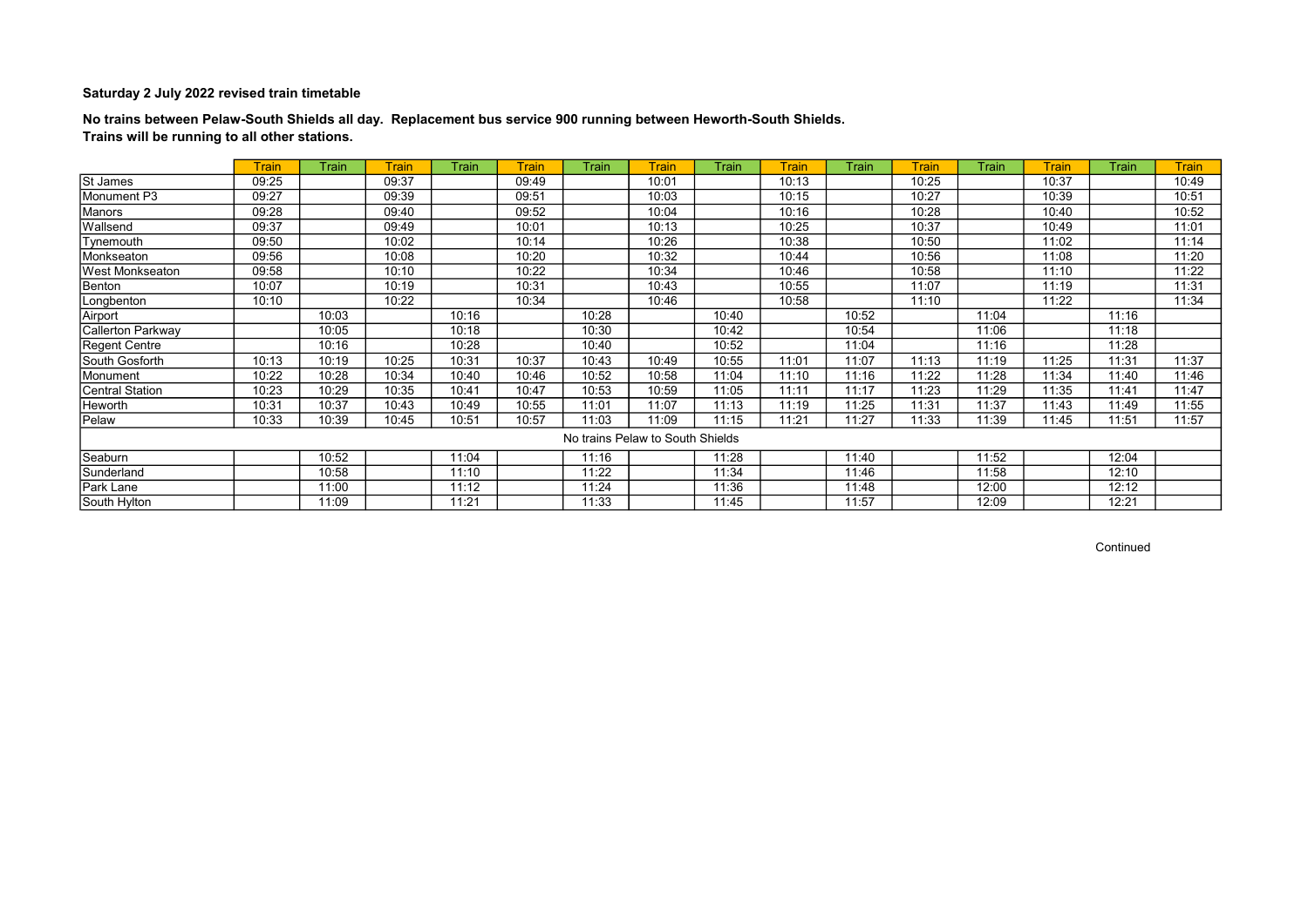**Saturday 2 July 2022 revised train timetable**

**No trains between Pelaw-South Shields all day. Replacement bus service 900 running between Heworth-South Shields.**
**Trains will be running to all other stations.**

| | Train | Train | Train | Train | Train | Train | Train | Train | Train | Train | Train | Train | Train | Train | Train |
|---|---|---|---|---|---|---|---|---|---|---|---|---|---|---|---|
| St James | 09:25 | | 09:37 | | 09:49 | | 10:01 | | 10:13 | | 10:25 | | 10:37 | | 10:49 |
| Monument P3 | 09:27 | | 09:39 | | 09:51 | | 10:03 | | 10:15 | | 10:27 | | 10:39 | | 10:51 |
| Manors | 09:28 | | 09:40 | | 09:52 | | 10:04 | | 10:16 | | 10:28 | | 10:40 | | 10:52 |
| Wallsend | 09:37 | | 09:49 | | 10:01 | | 10:13 | | 10:25 | | 10:37 | | 10:49 | | 11:01 |
| Tynemouth | 09:50 | | 10:02 | | 10:14 | | 10:26 | | 10:38 | | 10:50 | | 11:02 | | 11:14 |
| Monkseaton | 09:56 | | 10:08 | | 10:20 | | 10:32 | | 10:44 | | 10:56 | | 11:08 | | 11:20 |
| West Monkseaton | 09:58 | | 10:10 | | 10:22 | | 10:34 | | 10:46 | | 10:58 | | 11:10 | | 11:22 |
| Benton | 10:07 | | 10:19 | | 10:31 | | 10:43 | | 10:55 | | 11:07 | | 11:19 | | 11:31 |
| Longbenton | 10:10 | | 10:22 | | 10:34 | | 10:46 | | 10:58 | | 11:10 | | 11:22 | | 11:34 |
| Airport | | 10:03 | | 10:16 | | 10:28 | | 10:40 | | 10:52 | | 11:04 | | 11:16 | |
| Callerton Parkway | | 10:05 | | 10:18 | | 10:30 | | 10:42 | | 10:54 | | 11:06 | | 11:18 | |
| Regent Centre | | 10:16 | | 10:28 | | 10:40 | | 10:52 | | 11:04 | | 11:16 | | 11:28 | |
| South Gosforth | 10:13 | 10:19 | 10:25 | 10:31 | 10:37 | 10:43 | 10:49 | 10:55 | 11:01 | 11:07 | 11:13 | 11:19 | 11:25 | 11:31 | 11:37 |
| Monument | 10:22 | 10:28 | 10:34 | 10:40 | 10:46 | 10:52 | 10:58 | 11:04 | 11:10 | 11:16 | 11:22 | 11:28 | 11:34 | 11:40 | 11:46 |
| Central Station | 10:23 | 10:29 | 10:35 | 10:41 | 10:47 | 10:53 | 10:59 | 11:05 | 11:11 | 11:17 | 11:23 | 11:29 | 11:35 | 11:41 | 11:47 |
| Heworth | 10:31 | 10:37 | 10:43 | 10:49 | 10:55 | 11:01 | 11:07 | 11:13 | 11:19 | 11:25 | 11:31 | 11:37 | 11:43 | 11:49 | 11:55 |
| Pelaw | 10:33 | 10:39 | 10:45 | 10:51 | 10:57 | 11:03 | 11:09 | 11:15 | 11:21 | 11:27 | 11:33 | 11:39 | 11:45 | 11:51 | 11:57 |
| No trains Pelaw to South Shields | | | | | | | | | | | | | | | |
| Seaburn | | 10:52 | | 11:04 | | 11:16 | | 11:28 | | 11:40 | | 11:52 | | 12:04 | |
| Sunderland | | 10:58 | | 11:10 | | 11:22 | | 11:34 | | 11:46 | | 11:58 | | 12:10 | |
| Park Lane | | 11:00 | | 11:12 | | 11:24 | | 11:36 | | 11:48 | | 12:00 | | 12:12 | |
| South Hylton | | 11:09 | | 11:21 | | 11:33 | | 11:45 | | 11:57 | | 12:09 | | 12:21 | |

Continued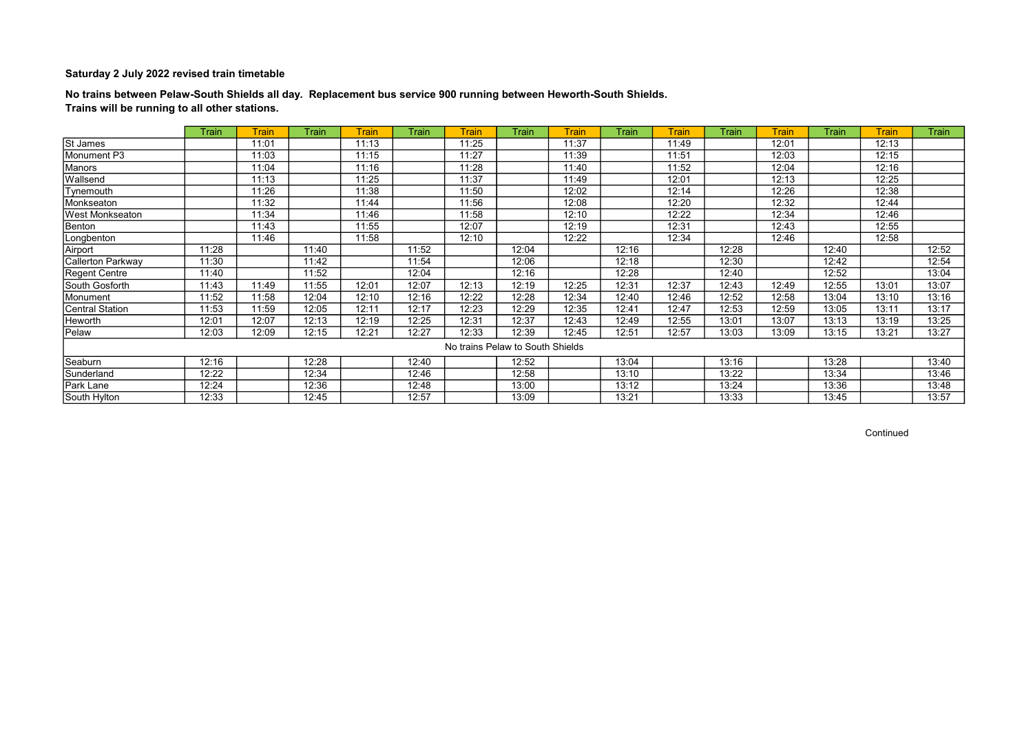**Saturday 2 July 2022 revised train timetable**

**No trains between Pelaw-South Shields all day. Replacement bus service 900 running between Heworth-South Shields.**
**Trains will be running to all other stations.**

| | Train | Train | Train | Train | Train | Train | Train | Train | Train | Train | Train | Train | Train | Train | Train |
|---|---|---|---|---|---|---|---|---|---|---|---|---|---|---|---|
| St James | | 11:01 | | 11:13 | | 11:25 | | 11:37 | | 11:49 | | 12:01 | | 12:13 | |
| Monument P3 | | 11:03 | | 11:15 | | 11:27 | | 11:39 | | 11:51 | | 12:03 | | 12:15 | |
| Manors | | 11:04 | | 11:16 | | 11:28 | | 11:40 | | 11:52 | | 12:04 | | 12:16 | |
| Wallsend | | 11:13 | | 11:25 | | 11:37 | | 11:49 | | 12:01 | | 12:13 | | 12:25 | |
| Tynemouth | | 11:26 | | 11:38 | | 11:50 | | 12:02 | | 12:14 | | 12:26 | | 12:38 | |
| Monkseaton | | 11:32 | | 11:44 | | 11:56 | | 12:08 | | 12:20 | | 12:32 | | 12:44 | |
| West Monkseaton | | 11:34 | | 11:46 | | 11:58 | | 12:10 | | 12:22 | | 12:34 | | 12:46 | |
| Benton | | 11:43 | | 11:55 | | 12:07 | | 12:19 | | 12:31 | | 12:43 | | 12:55 | |
| Longbenton | | 11:46 | | 11:58 | | 12:10 | | 12:22 | | 12:34 | | 12:46 | | 12:58 | |
| Airport | 11:28 | | 11:40 | | 11:52 | | 12:04 | | 12:16 | | 12:28 | | 12:40 | | 12:52 |
| Callerton Parkway | 11:30 | | 11:42 | | 11:54 | | 12:06 | | 12:18 | | 12:30 | | 12:42 | | 12:54 |
| Regent Centre | 11:40 | | 11:52 | | 12:04 | | 12:16 | | 12:28 | | 12:40 | | 12:52 | | 13:04 |
| South Gosforth | 11:43 | 11:49 | 11:55 | 12:01 | 12:07 | 12:13 | 12:19 | 12:25 | 12:31 | 12:37 | 12:43 | 12:49 | 12:55 | 13:01 | 13:07 |
| Monument | 11:52 | 11:58 | 12:04 | 12:10 | 12:16 | 12:22 | 12:28 | 12:34 | 12:40 | 12:46 | 12:52 | 12:58 | 13:04 | 13:10 | 13:16 |
| Central Station | 11:53 | 11:59 | 12:05 | 12:11 | 12:17 | 12:23 | 12:29 | 12:35 | 12:41 | 12:47 | 12:53 | 12:59 | 13:05 | 13:11 | 13:17 |
| Heworth | 12:01 | 12:07 | 12:13 | 12:19 | 12:25 | 12:31 | 12:37 | 12:43 | 12:49 | 12:55 | 13:01 | 13:07 | 13:13 | 13:19 | 13:25 |
| Pelaw | 12:03 | 12:09 | 12:15 | 12:21 | 12:27 | 12:33 | 12:39 | 12:45 | 12:51 | 12:57 | 13:03 | 13:09 | 13:15 | 13:21 | 13:27 |
| No trains Pelaw to South Shields | | | | | | | | | | | | | | | |
| Seaburn | 12:16 | | 12:28 | | 12:40 | | 12:52 | | 13:04 | | 13:16 | | 13:28 | | 13:40 |
| Sunderland | 12:22 | | 12:34 | | 12:46 | | 12:58 | | 13:10 | | 13:22 | | 13:34 | | 13:46 |
| Park Lane | 12:24 | | 12:36 | | 12:48 | | 13:00 | | 13:12 | | 13:24 | | 13:36 | | 13:48 |
| South Hylton | 12:33 | | 12:45 | | 12:57 | | 13:09 | | 13:21 | | 13:33 | | 13:45 | | 13:57 |

Continued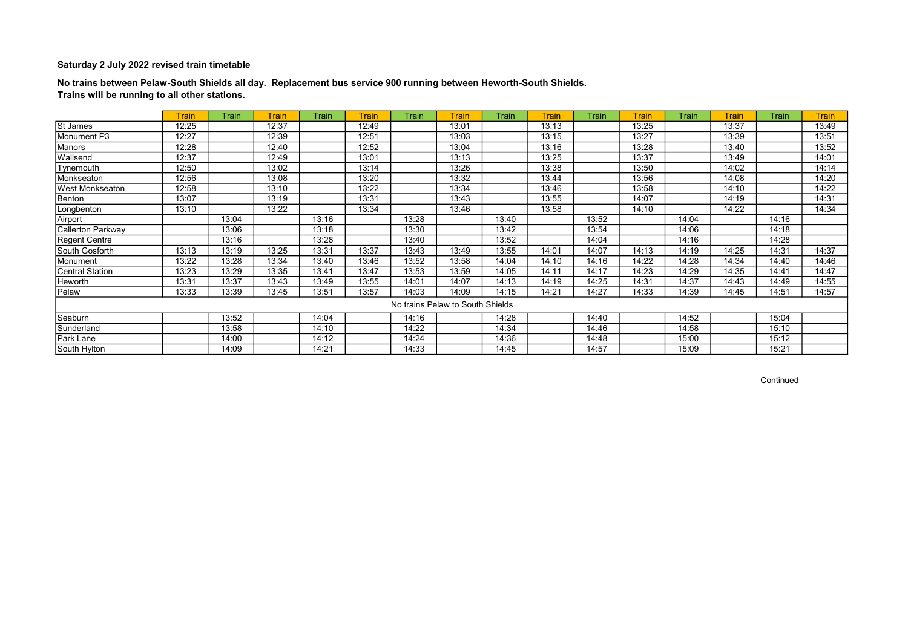**Saturday 2 July 2022 revised train timetable**

**No trains between Pelaw-South Shields all day. Replacement bus service 900 running between Heworth-South Shields.**
**Trains will be running to all other stations.**

| | Train | Train | Train | Train | Train | Train | Train | Train | Train | Train | Train | Train | Train | Train | Train |
|---|---|---|---|---|---|---|---|---|---|---|---|---|---|---|---|
| St James | 12:25 | | 12:37 | | 12:49 | | 13:01 | | 13:13 | | 13:25 | | 13:37 | | 13:49 |
| Monument P3 | 12:27 | | 12:39 | | 12:51 | | 13:03 | | 13:15 | | 13:27 | | 13:39 | | 13:51 |
| Manors | 12:28 | | 12:40 | | 12:52 | | 13:04 | | 13:16 | | 13:28 | | 13:40 | | 13:52 |
| Wallsend | 12:37 | | 12:49 | | 13:01 | | 13:13 | | 13:25 | | 13:37 | | 13:49 | | 14:01 |
| Tynemouth | 12:50 | | 13:02 | | 13:14 | | 13:26 | | 13:38 | | 13:50 | | 14:02 | | 14:14 |
| Monkseaton | 12:56 | | 13:08 | | 13:20 | | 13:32 | | 13:44 | | 13:56 | | 14:08 | | 14:20 |
| West Monkseaton | 12:58 | | 13:10 | | 13:22 | | 13:34 | | 13:46 | | 13:58 | | 14:10 | | 14:22 |
| Benton | 13:07 | | 13:19 | | 13:31 | | 13:43 | | 13:55 | | 14:07 | | 14:19 | | 14:31 |
| Longbenton | 13:10 | | 13:22 | | 13:34 | | 13:46 | | 13:58 | | 14:10 | | 14:22 | | 14:34 |
| Airport | | 13:04 | | 13:16 | | 13:28 | | 13:40 | | 13:52 | | 14:04 | | 14:16 | |
| Callerton Parkway | | 13:06 | | 13:18 | | 13:30 | | 13:42 | | 13:54 | | 14:06 | | 14:18 | |
| Regent Centre | | 13:16 | | 13:28 | | 13:40 | | 13:52 | | 14:04 | | 14:16 | | 14:28 | |
| South Gosforth | 13:13 | 13:19 | 13:25 | 13:31 | 13:37 | 13:43 | 13:49 | 13:55 | 14:01 | 14:07 | 14:13 | 14:19 | 14:25 | 14:31 | 14:37 |
| Monument | 13:22 | 13:28 | 13:34 | 13:40 | 13:46 | 13:52 | 13:58 | 14:04 | 14:10 | 14:16 | 14:22 | 14:28 | 14:34 | 14:40 | 14:46 |
| Central Station | 13:23 | 13:29 | 13:35 | 13:41 | 13:47 | 13:53 | 13:59 | 14:05 | 14:11 | 14:17 | 14:23 | 14:29 | 14:35 | 14:41 | 14:47 |
| Heworth | 13:31 | 13:37 | 13:43 | 13:49 | 13:55 | 14:01 | 14:07 | 14:13 | 14:19 | 14:25 | 14:31 | 14:37 | 14:43 | 14:49 | 14:55 |
| Pelaw | 13:33 | 13:39 | 13:45 | 13:51 | 13:57 | 14:03 | 14:09 | 14:15 | 14:21 | 14:27 | 14:33 | 14:39 | 14:45 | 14:51 | 14:57 |
| No trains Pelaw to South Shields | | | | | | | | | | | | | | | |
| Seaburn | | 13:52 | | 14:04 | | 14:16 | | 14:28 | | 14:40 | | 14:52 | | 15:04 | |
| Sunderland | | 13:58 | | 14:10 | | 14:22 | | 14:34 | | 14:46 | | 14:58 | | 15:10 | |
| Park Lane | | 14:00 | | 14:12 | | 14:24 | | 14:36 | | 14:48 | | 15:00 | | 15:12 | |
| South Hylton | | 14:09 | | 14:21 | | 14:33 | | 14:45 | | 14:57 | | 15:09 | | 15:21 | |

Continued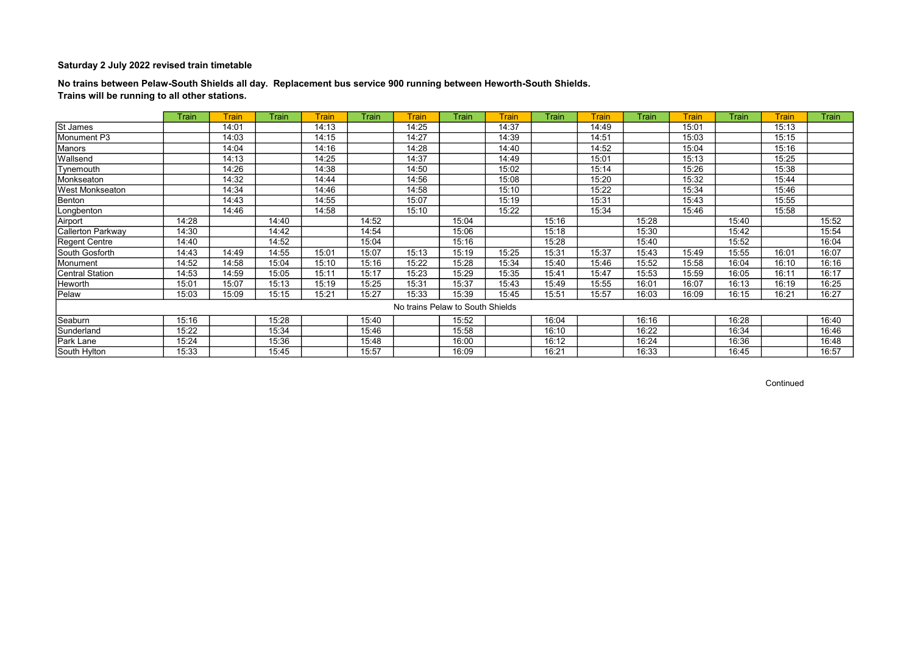**Saturday 2 July 2022 revised train timetable**

**No trains between Pelaw-South Shields all day. Replacement bus service 900 running between Heworth-South Shields.**
**Trains will be running to all other stations.**

| | Train | Train | Train | Train | Train | Train | Train | Train | Train | Train | Train | Train | Train | Train | Train |
|---|---|---|---|---|---|---|---|---|---|---|---|---|---|---|---|
| St James | | 14:01 | | 14:13 | | 14:25 | | 14:37 | | 14:49 | | 15:01 | | 15:13 | |
| Monument P3 | | 14:03 | | 14:15 | | 14:27 | | 14:39 | | 14:51 | | 15:03 | | 15:15 | |
| Manors | | 14:04 | | 14:16 | | 14:28 | | 14:40 | | 14:52 | | 15:04 | | 15:16 | |
| Wallsend | | 14:13 | | 14:25 | | 14:37 | | 14:49 | | 15:01 | | 15:13 | | 15:25 | |
| Tynemouth | | 14:26 | | 14:38 | | 14:50 | | 15:02 | | 15:14 | | 15:26 | | 15:38 | |
| Monkseaton | | 14:32 | | 14:44 | | 14:56 | | 15:08 | | 15:20 | | 15:32 | | 15:44 | |
| West Monkseaton | | 14:34 | | 14:46 | | 14:58 | | 15:10 | | 15:22 | | 15:34 | | 15:46 | |
| Benton | | 14:43 | | 14:55 | | 15:07 | | 15:19 | | 15:31 | | 15:43 | | 15:55 | |
| Longbenton | | 14:46 | | 14:58 | | 15:10 | | 15:22 | | 15:34 | | 15:46 | | 15:58 | |
| Airport | 14:28 | | 14:40 | | 14:52 | | 15:04 | | 15:16 | | 15:28 | | 15:40 | | 15:52 |
| Callerton Parkway | 14:30 | | 14:42 | | 14:54 | | 15:06 | | 15:18 | | 15:30 | | 15:42 | | 15:54 |
| Regent Centre | 14:40 | | 14:52 | | 15:04 | | 15:16 | | 15:28 | | 15:40 | | 15:52 | | 16:04 |
| South Gosforth | 14:43 | 14:49 | 14:55 | 15:01 | 15:07 | 15:13 | 15:19 | 15:25 | 15:31 | 15:37 | 15:43 | 15:49 | 15:55 | 16:01 | 16:07 |
| Monument | 14:52 | 14:58 | 15:04 | 15:10 | 15:16 | 15:22 | 15:28 | 15:34 | 15:40 | 15:46 | 15:52 | 15:58 | 16:04 | 16:10 | 16:16 |
| Central Station | 14:53 | 14:59 | 15:05 | 15:11 | 15:17 | 15:23 | 15:29 | 15:35 | 15:41 | 15:47 | 15:53 | 15:59 | 16:05 | 16:11 | 16:17 |
| Heworth | 15:01 | 15:07 | 15:13 | 15:19 | 15:25 | 15:31 | 15:37 | 15:43 | 15:49 | 15:55 | 16:01 | 16:07 | 16:13 | 16:19 | 16:25 |
| Pelaw | 15:03 | 15:09 | 15:15 | 15:21 | 15:27 | 15:33 | 15:39 | 15:45 | 15:51 | 15:57 | 16:03 | 16:09 | 16:15 | 16:21 | 16:27 |
| No trains Pelaw to South Shields | | | | | | | | | | | | | | | |
| Seaburn | 15:16 | | 15:28 | | 15:40 | | 15:52 | | 16:04 | | 16:16 | | 16:28 | | 16:40 |
| Sunderland | 15:22 | | 15:34 | | 15:46 | | 15:58 | | 16:10 | | 16:22 | | 16:34 | | 16:46 |
| Park Lane | 15:24 | | 15:36 | | 15:48 | | 16:00 | | 16:12 | | 16:24 | | 16:36 | | 16:48 |
| South Hylton | 15:33 | | 15:45 | | 15:57 | | 16:09 | | 16:21 | | 16:33 | | 16:45 | | 16:57 |

Continued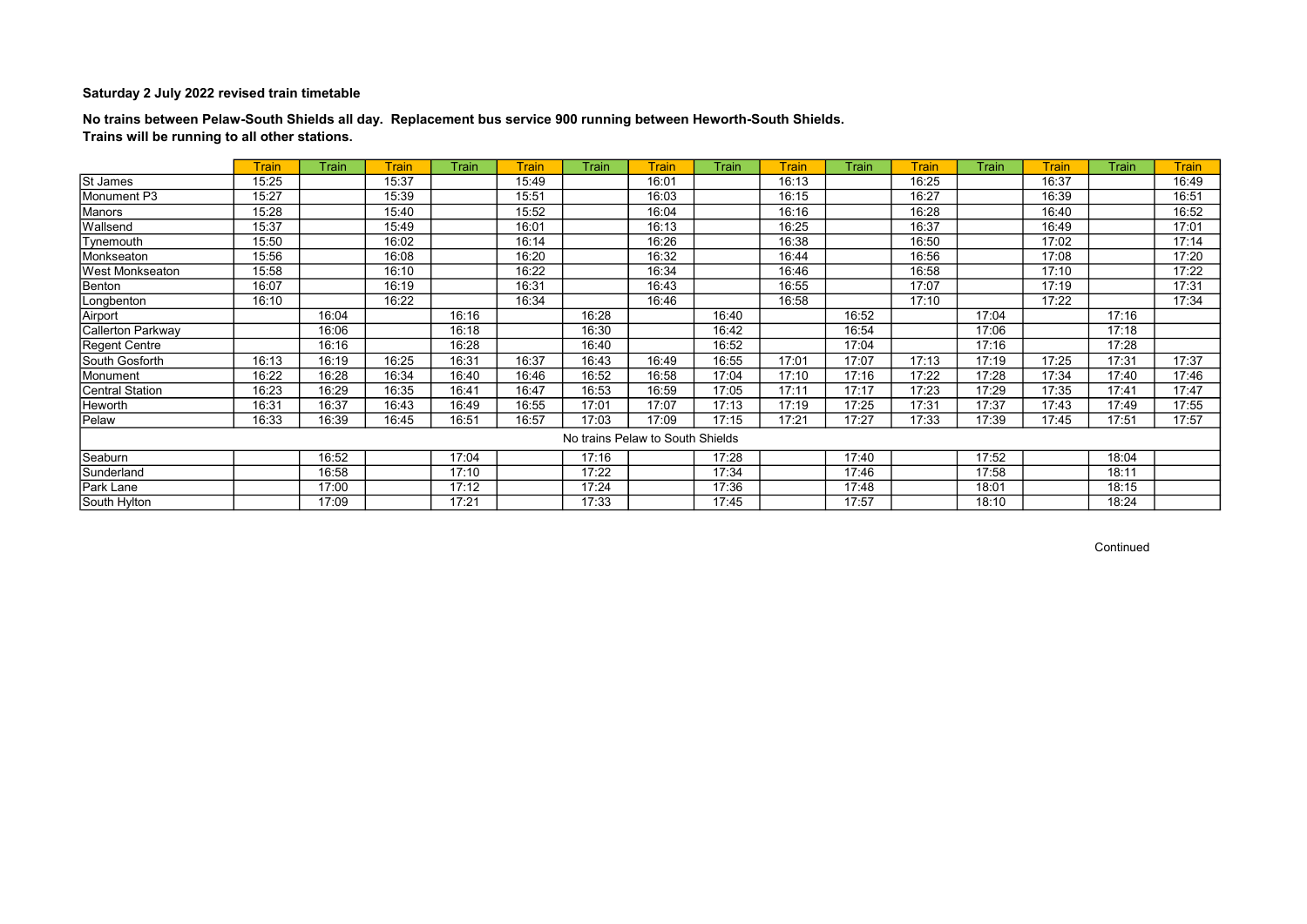**Saturday 2 July 2022 revised train timetable**

**No trains between Pelaw-South Shields all day. Replacement bus service 900 running between Heworth-South Shields.**
**Trains will be running to all other stations.**

| | Train | Train | Train | Train | Train | Train | Train | Train | Train | Train | Train | Train | Train | Train | Train |
|---|---|---|---|---|---|---|---|---|---|---|---|---|---|---|---|
| St James | 15:25 | | 15:37 | | 15:49 | | 16:01 | | 16:13 | | 16:25 | | 16:37 | | 16:49 |
| Monument P3 | 15:27 | | 15:39 | | 15:51 | | 16:03 | | 16:15 | | 16:27 | | 16:39 | | 16:51 |
| Manors | 15:28 | | 15:40 | | 15:52 | | 16:04 | | 16:16 | | 16:28 | | 16:40 | | 16:52 |
| Wallsend | 15:37 | | 15:49 | | 16:01 | | 16:13 | | 16:25 | | 16:37 | | 16:49 | | 17:01 |
| Tynemouth | 15:50 | | 16:02 | | 16:14 | | 16:26 | | 16:38 | | 16:50 | | 17:02 | | 17:14 |
| Monkseaton | 15:56 | | 16:08 | | 16:20 | | 16:32 | | 16:44 | | 16:56 | | 17:08 | | 17:20 |
| West Monkseaton | 15:58 | | 16:10 | | 16:22 | | 16:34 | | 16:46 | | 16:58 | | 17:10 | | 17:22 |
| Benton | 16:07 | | 16:19 | | 16:31 | | 16:43 | | 16:55 | | 17:07 | | 17:19 | | 17:31 |
| Longbenton | 16:10 | | 16:22 | | 16:34 | | 16:46 | | 16:58 | | 17:10 | | 17:22 | | 17:34 |
| Airport | | 16:04 | | 16:16 | | 16:28 | | 16:40 | | 16:52 | | 17:04 | | 17:16 | |
| Callerton Parkway | | 16:06 | | 16:18 | | 16:30 | | 16:42 | | 16:54 | | 17:06 | | 17:18 | |
| Regent Centre | | 16:16 | | 16:28 | | 16:40 | | 16:52 | | 17:04 | | 17:16 | | 17:28 | |
| South Gosforth | 16:13 | 16:19 | 16:25 | 16:31 | 16:37 | 16:43 | 16:49 | 16:55 | 17:01 | 17:07 | 17:13 | 17:19 | 17:25 | 17:31 | 17:37 |
| Monument | 16:22 | 16:28 | 16:34 | 16:40 | 16:46 | 16:52 | 16:58 | 17:04 | 17:10 | 17:16 | 17:22 | 17:28 | 17:34 | 17:40 | 17:46 |
| Central Station | 16:23 | 16:29 | 16:35 | 16:41 | 16:47 | 16:53 | 16:59 | 17:05 | 17:11 | 17:17 | 17:23 | 17:29 | 17:35 | 17:41 | 17:47 |
| Heworth | 16:31 | 16:37 | 16:43 | 16:49 | 16:55 | 17:01 | 17:07 | 17:13 | 17:19 | 17:25 | 17:31 | 17:37 | 17:43 | 17:49 | 17:55 |
| Pelaw | 16:33 | 16:39 | 16:45 | 16:51 | 16:57 | 17:03 | 17:09 | 17:15 | 17:21 | 17:27 | 17:33 | 17:39 | 17:45 | 17:51 | 17:57 |
| No trains Pelaw to South Shields | | | | | | | | | | | | | | | |
| Seaburn | | 16:52 | | 17:04 | | 17:16 | | 17:28 | | 17:40 | | 17:52 | | 18:04 | |
| Sunderland | | 16:58 | | 17:10 | | 17:22 | | 17:34 | | 17:46 | | 17:58 | | 18:11 | |
| Park Lane | | 17:00 | | 17:12 | | 17:24 | | 17:36 | | 17:48 | | 18:01 | | 18:15 | |
| South Hylton | | 17:09 | | 17:21 | | 17:33 | | 17:45 | | 17:57 | | 18:10 | | 18:24 | |

Continued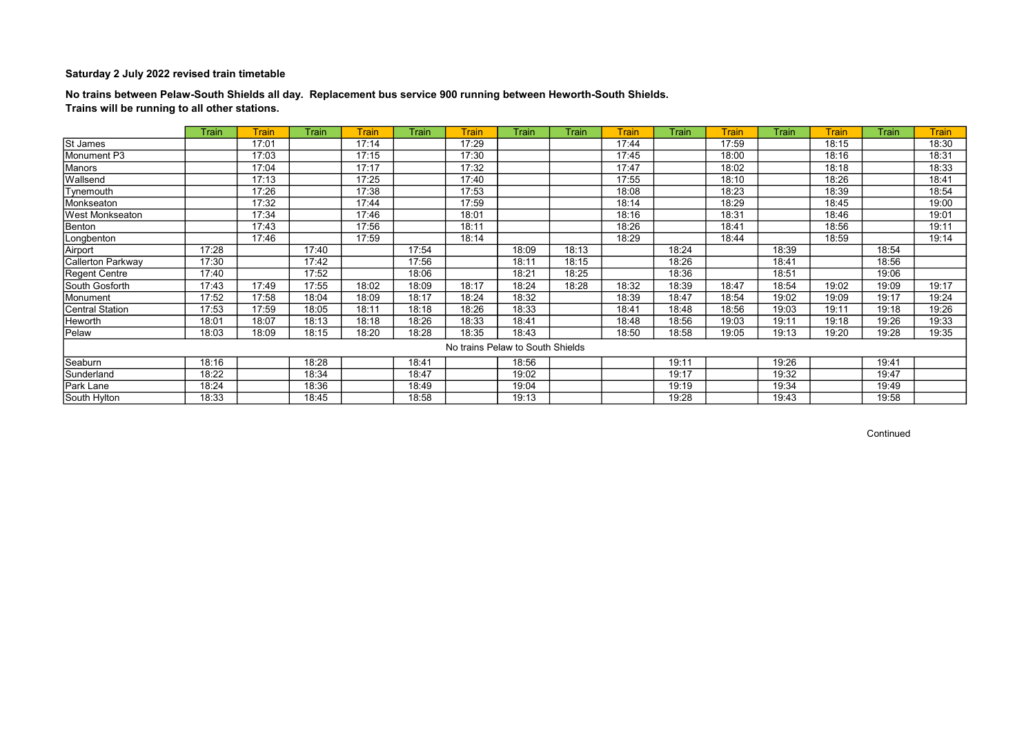**Saturday 2 July 2022 revised train timetable**

**No trains between Pelaw-South Shields all day. Replacement bus service 900 running between Heworth-South Shields.**
**Trains will be running to all other stations.**

| | Train | Train | Train | Train | Train | Train | Train | Train | Train | Train | Train | Train | Train | Train | Train |
|---|---|---|---|---|---|---|---|---|---|---|---|---|---|---|---|
| St James | | 17:01 | | 17:14 | | 17:29 | | | 17:44 | | 17:59 | | 18:15 | | 18:30 |
| Monument P3 | | 17:03 | | 17:15 | | 17:30 | | | 17:45 | | 18:00 | | 18:16 | | 18:31 |
| Manors | | 17:04 | | 17:17 | | 17:32 | | | 17:47 | | 18:02 | | 18:18 | | 18:33 |
| Wallsend | | 17:13 | | 17:25 | | 17:40 | | | 17:55 | | 18:10 | | 18:26 | | 18:41 |
| Tynemouth | | 17:26 | | 17:38 | | 17:53 | | | 18:08 | | 18:23 | | 18:39 | | 18:54 |
| Monkseaton | | 17:32 | | 17:44 | | 17:59 | | | 18:14 | | 18:29 | | 18:45 | | 19:00 |
| West Monkseaton | | 17:34 | | 17:46 | | 18:01 | | | 18:16 | | 18:31 | | 18:46 | | 19:01 |
| Benton | | 17:43 | | 17:56 | | 18:11 | | | 18:26 | | 18:41 | | 18:56 | | 19:11 |
| Longbenton | | 17:46 | | 17:59 | | 18:14 | | | 18:29 | | 18:44 | | 18:59 | | 19:14 |
| Airport | 17:28 | | 17:40 | | 17:54 | | 18:09 | 18:13 | | 18:24 | | 18:39 | | 18:54 | |
| Callerton Parkway | 17:30 | | 17:42 | | 17:56 | | 18:11 | 18:15 | | 18:26 | | 18:41 | | 18:56 | |
| Regent Centre | 17:40 | | 17:52 | | 18:06 | | 18:21 | 18:25 | | 18:36 | | 18:51 | | 19:06 | |
| South Gosforth | 17:43 | 17:49 | 17:55 | 18:02 | 18:09 | 18:17 | 18:24 | 18:28 | 18:32 | 18:39 | 18:47 | 18:54 | 19:02 | 19:09 | 19:17 |
| Monument | 17:52 | 17:58 | 18:04 | 18:09 | 18:17 | 18:24 | 18:32 | | 18:39 | 18:47 | 18:54 | 19:02 | 19:09 | 19:17 | 19:24 |
| Central Station | 17:53 | 17:59 | 18:05 | 18:11 | 18:18 | 18:26 | 18:33 | | 18:41 | 18:48 | 18:56 | 19:03 | 19:11 | 19:18 | 19:26 |
| Heworth | 18:01 | 18:07 | 18:13 | 18:18 | 18:26 | 18:33 | 18:41 | | 18:48 | 18:56 | 19:03 | 19:11 | 19:18 | 19:26 | 19:33 |
| Pelaw | 18:03 | 18:09 | 18:15 | 18:20 | 18:28 | 18:35 | 18:43 | | 18:50 | 18:58 | 19:05 | 19:13 | 19:20 | 19:28 | 19:35 |
| No trains Pelaw to South Shields | | | | | | | | | | | | | | | |
| Seaburn | 18:16 | | 18:28 | | 18:41 | | 18:56 | | | 19:11 | | 19:26 | | 19:41 | |
| Sunderland | 18:22 | | 18:34 | | 18:47 | | 19:02 | | | 19:17 | | 19:32 | | 19:47 | |
| Park Lane | 18:24 | | 18:36 | | 18:49 | | 19:04 | | | 19:19 | | 19:34 | | 19:49 | |
| South Hylton | 18:33 | | 18:45 | | 18:58 | | 19:13 | | | 19:28 | | 19:43 | | 19:58 | |

Continued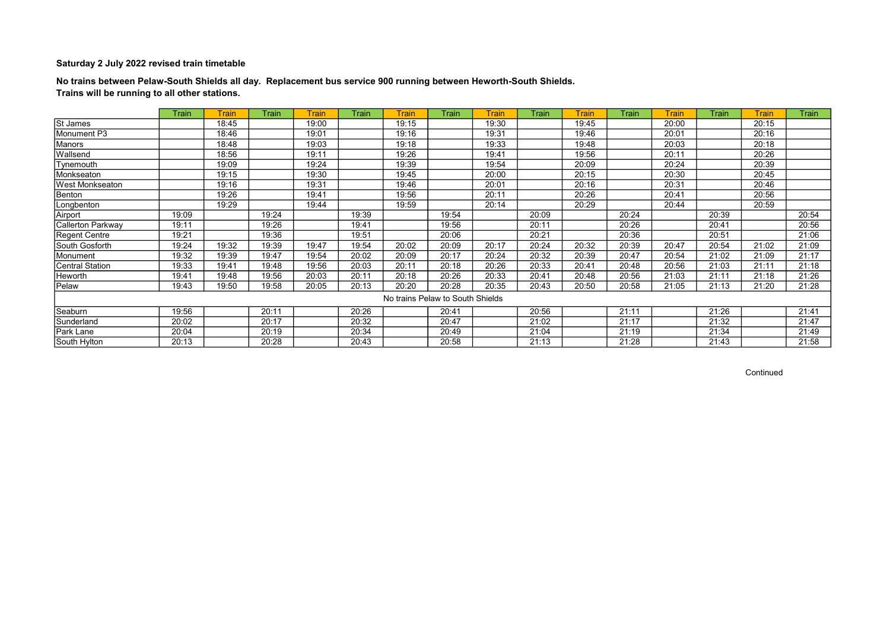**Saturday 2 July 2022 revised train timetable**

**No trains between Pelaw-South Shields all day. Replacement bus service 900 running between Heworth-South Shields.**
**Trains will be running to all other stations.**

| | Train | Train | Train | Train | Train | Train | Train | Train | Train | Train | Train | Train | Train | Train | Train |
|---|---|---|---|---|---|---|---|---|---|---|---|---|---|---|---|
| St James | | 18:45 | | 19:00 | | 19:15 | | 19:30 | | 19:45 | | 20:00 | | 20:15 | |
| Monument P3 | | 18:46 | | 19:01 | | 19:16 | | 19:31 | | 19:46 | | 20:01 | | 20:16 | |
| Manors | | 18:48 | | 19:03 | | 19:18 | | 19:33 | | 19:48 | | 20:03 | | 20:18 | |
| Wallsend | | 18:56 | | 19:11 | | 19:26 | | 19:41 | | 19:56 | | 20:11 | | 20:26 | |
| Tynemouth | | 19:09 | | 19:24 | | 19:39 | | 19:54 | | 20:09 | | 20:24 | | 20:39 | |
| Monkseaton | | 19:15 | | 19:30 | | 19:45 | | 20:00 | | 20:15 | | 20:30 | | 20:45 | |
| West Monkseaton | | 19:16 | | 19:31 | | 19:46 | | 20:01 | | 20:16 | | 20:31 | | 20:46 | |
| Benton | | 19:26 | | 19:41 | | 19:56 | | 20:11 | | 20:26 | | 20:41 | | 20:56 | |
| Longbenton | | 19:29 | | 19:44 | | 19:59 | | 20:14 | | 20:29 | | 20:44 | | 20:59 | |
| Airport | 19:09 | | 19:24 | | 19:39 | | 19:54 | | 20:09 | | 20:24 | | 20:39 | | 20:54 |
| Callerton Parkway | 19:11 | | 19:26 | | 19:41 | | 19:56 | | 20:11 | | 20:26 | | 20:41 | | 20:56 |
| Regent Centre | 19:21 | | 19:36 | | 19:51 | | 20:06 | | 20:21 | | 20:36 | | 20:51 | | 21:06 |
| South Gosforth | 19:24 | 19:32 | 19:39 | 19:47 | 19:54 | 20:02 | 20:09 | 20:17 | 20:24 | 20:32 | 20:39 | 20:47 | 20:54 | 21:02 | 21:09 |
| Monument | 19:32 | 19:39 | 19:47 | 19:54 | 20:02 | 20:09 | 20:17 | 20:24 | 20:32 | 20:39 | 20:47 | 20:54 | 21:02 | 21:09 | 21:17 |
| Central Station | 19:33 | 19:41 | 19:48 | 19:56 | 20:03 | 20:11 | 20:18 | 20:26 | 20:33 | 20:41 | 20:48 | 20:56 | 21:03 | 21:11 | 21:18 |
| Heworth | 19:41 | 19:48 | 19:56 | 20:03 | 20:11 | 20:18 | 20:26 | 20:33 | 20:41 | 20:48 | 20:56 | 21:03 | 21:11 | 21:18 | 21:26 |
| Pelaw | 19:43 | 19:50 | 19:58 | 20:05 | 20:13 | 20:20 | 20:28 | 20:35 | 20:43 | 20:50 | 20:58 | 21:05 | 21:13 | 21:20 | 21:28 |
| No trains Pelaw to South Shields | | | | | | | | | | | | | | | |
| Seaburn | 19:56 | | 20:11 | | 20:26 | | 20:41 | | 20:56 | | 21:11 | | 21:26 | | 21:41 |
| Sunderland | 20:02 | | 20:17 | | 20:32 | | 20:47 | | 21:02 | | 21:17 | | 21:32 | | 21:47 |
| Park Lane | 20:04 | | 20:19 | | 20:34 | | 20:49 | | 21:04 | | 21:19 | | 21:34 | | 21:49 |
| South Hylton | 20:13 | | 20:28 | | 20:43 | | 20:58 | | 21:13 | | 21:28 | | 21:43 | | 21:58 |

Continued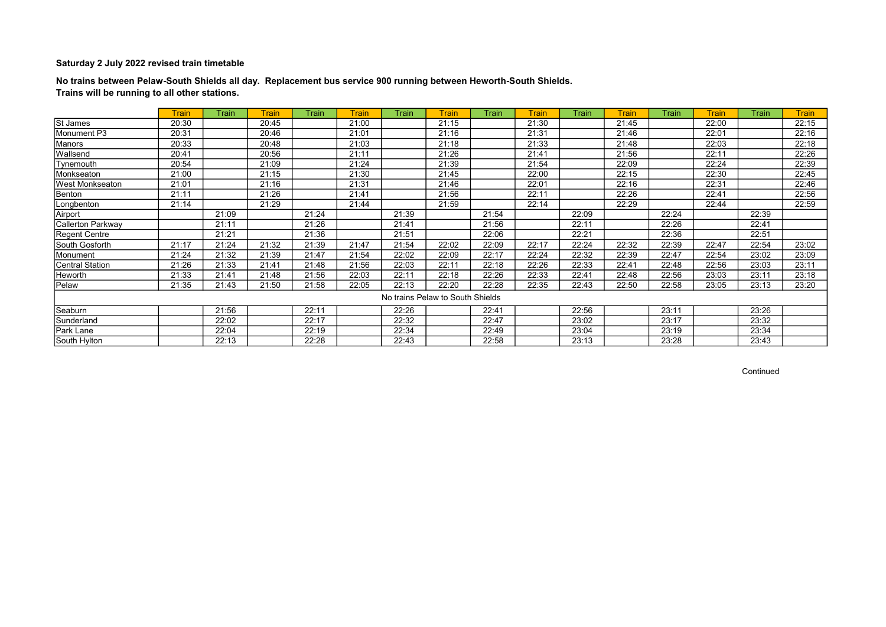**Saturday 2 July 2022 revised train timetable**

**No trains between Pelaw-South Shields all day. Replacement bus service 900 running between Heworth-South Shields.**
**Trains will be running to all other stations.**

| | Train | Train | Train | Train | Train | Train | Train | Train | Train | Train | Train | Train | Train | Train | Train |
|---|---|---|---|---|---|---|---|---|---|---|---|---|---|---|---|
| St James | 20:30 | | 20:45 | | 21:00 | | 21:15 | | 21:30 | | 21:45 | | 22:00 | | 22:15 |
| Monument P3 | 20:31 | | 20:46 | | 21:01 | | 21:16 | | 21:31 | | 21:46 | | 22:01 | | 22:16 |
| Manors | 20:33 | | 20:48 | | 21:03 | | 21:18 | | 21:33 | | 21:48 | | 22:03 | | 22:18 |
| Wallsend | 20:41 | | 20:56 | | 21:11 | | 21:26 | | 21:41 | | 21:56 | | 22:11 | | 22:26 |
| Tynemouth | 20:54 | | 21:09 | | 21:24 | | 21:39 | | 21:54 | | 22:09 | | 22:24 | | 22:39 |
| Monkseaton | 21:00 | | 21:15 | | 21:30 | | 21:45 | | 22:00 | | 22:15 | | 22:30 | | 22:45 |
| West Monkseaton | 21:01 | | 21:16 | | 21:31 | | 21:46 | | 22:01 | | 22:16 | | 22:31 | | 22:46 |
| Benton | 21:11 | | 21:26 | | 21:41 | | 21:56 | | 22:11 | | 22:26 | | 22:41 | | 22:56 |
| Longbenton | 21:14 | | 21:29 | | 21:44 | | 21:59 | | 22:14 | | 22:29 | | 22:44 | | 22:59 |
| Airport | | 21:09 | | 21:24 | | 21:39 | | 21:54 | | 22:09 | | 22:24 | | 22:39 | |
| Callerton Parkway | | 21:11 | | 21:26 | | 21:41 | | 21:56 | | 22:11 | | 22:26 | | 22:41 | |
| Regent Centre | | 21:21 | | 21:36 | | 21:51 | | 22:06 | | 22:21 | | 22:36 | | 22:51 | |
| South Gosforth | 21:17 | 21:24 | 21:32 | 21:39 | 21:47 | 21:54 | 22:02 | 22:09 | 22:17 | 22:24 | 22:32 | 22:39 | 22:47 | 22:54 | 23:02 |
| Monument | 21:24 | 21:32 | 21:39 | 21:47 | 21:54 | 22:02 | 22:09 | 22:17 | 22:24 | 22:32 | 22:39 | 22:47 | 22:54 | 23:02 | 23:09 |
| Central Station | 21:26 | 21:33 | 21:41 | 21:48 | 21:56 | 22:03 | 22:11 | 22:18 | 22:26 | 22:33 | 22:41 | 22:48 | 22:56 | 23:03 | 23:11 |
| Heworth | 21:33 | 21:41 | 21:48 | 21:56 | 22:03 | 22:11 | 22:18 | 22:26 | 22:33 | 22:41 | 22:48 | 22:56 | 23:03 | 23:11 | 23:18 |
| Pelaw | 21:35 | 21:43 | 21:50 | 21:58 | 22:05 | 22:13 | 22:20 | 22:28 | 22:35 | 22:43 | 22:50 | 22:58 | 23:05 | 23:13 | 23:20 |
| No trains Pelaw to South Shields | | | | | | | | | | | | | | | |
| Seaburn | | 21:56 | | 22:11 | | 22:26 | | 22:41 | | 22:56 | | 23:11 | | 23:26 | |
| Sunderland | | 22:02 | | 22:17 | | 22:32 | | 22:47 | | 23:02 | | 23:17 | | 23:32 | |
| Park Lane | | 22:04 | | 22:19 | | 22:34 | | 22:49 | | 23:04 | | 23:19 | | 23:34 | |
| South Hylton | | 22:13 | | 22:28 | | 22:43 | | 22:58 | | 23:13 | | 23:28 | | 23:43 | |

Continued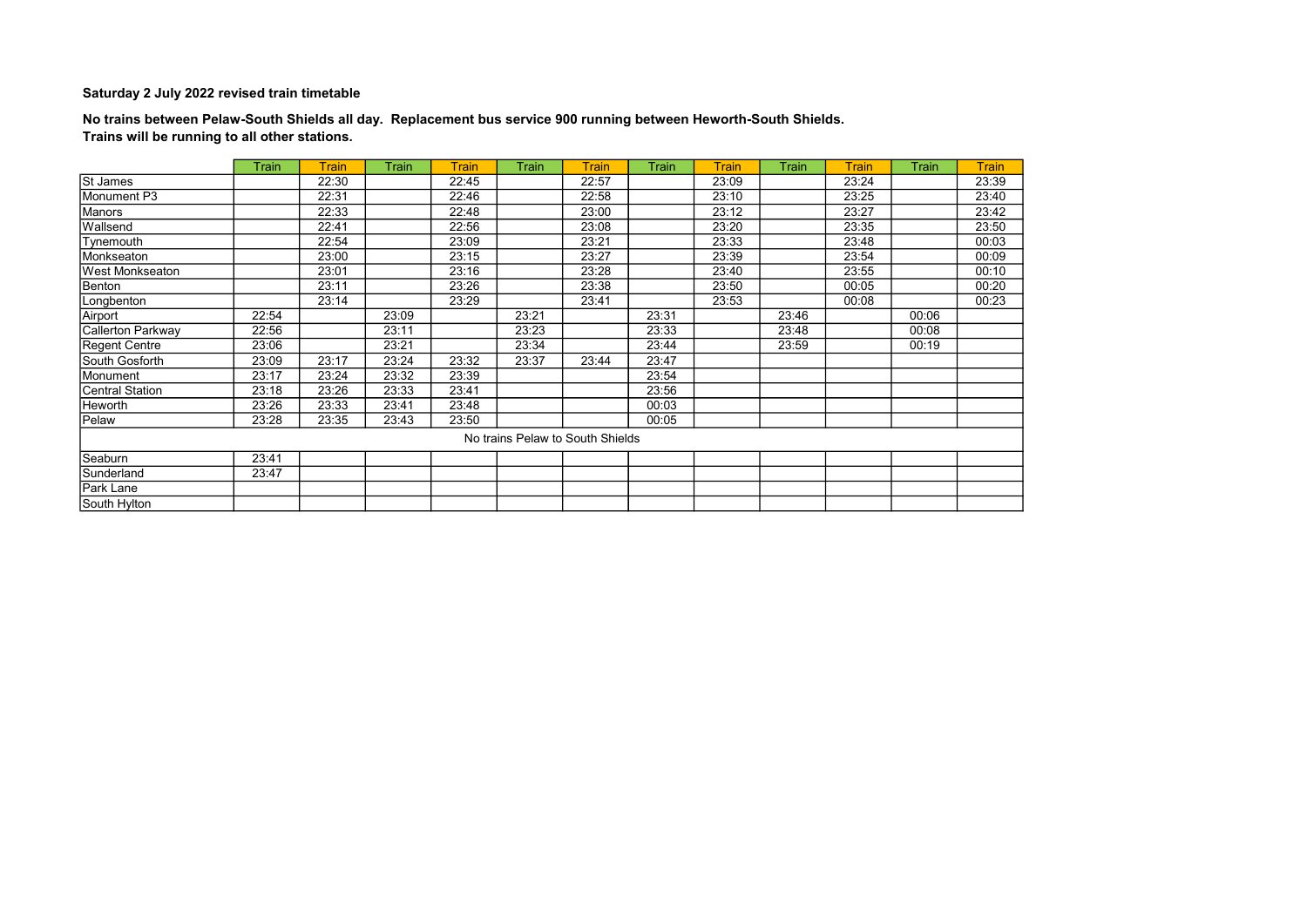**Saturday 2 July 2022 revised train timetable**

**No trains between Pelaw-South Shields all day. Replacement bus service 900 running between Heworth-South Shields.**
**Trains will be running to all other stations.**

| | Train | Train | Train | Train | Train | Train | Train | Train | Train | Train | Train | Train |
|---|---|---|---|---|---|---|---|---|---|---|---|---|
| St James | | 22:30 | | 22:45 | | 22:57 | | 23:09 | | 23:24 | | 23:39 |
| Monument P3 | | 22:31 | | 22:46 | | 22:58 | | 23:10 | | 23:25 | | 23:40 |
| Manors | | 22:33 | | 22:48 | | 23:00 | | 23:12 | | 23:27 | | 23:42 |
| Wallsend | | 22:41 | | 22:56 | | 23:08 | | 23:20 | | 23:35 | | 23:50 |
| Tynemouth | | 22:54 | | 23:09 | | 23:21 | | 23:33 | | 23:48 | | 00:03 |
| Monkseaton | | 23:00 | | 23:15 | | 23:27 | | 23:39 | | 23:54 | | 00:09 |
| West Monkseaton | | 23:01 | | 23:16 | | 23:28 | | 23:40 | | 23:55 | | 00:10 |
| Benton | | 23:11 | | 23:26 | | 23:38 | | 23:50 | | 00:05 | | 00:20 |
| Longbenton | | 23:14 | | 23:29 | | 23:41 | | 23:53 | | 00:08 | | 00:23 |
| Airport | 22:54 | | 23:09 | | 23:21 | | 23:31 | | 23:46 | | 00:06 | |
| Callerton Parkway | 22:56 | | 23:11 | | 23:23 | | 23:33 | | 23:48 | | 00:08 | |
| Regent Centre | 23:06 | | 23:21 | | 23:34 | | 23:44 | | 23:59 | | 00:19 | |
| South Gosforth | 23:09 | 23:17 | 23:24 | 23:32 | 23:37 | 23:44 | 23:47 | | | | | |
| Monument | 23:17 | 23:24 | 23:32 | 23:39 | | | 23:54 | | | | | |
| Central Station | 23:18 | 23:26 | 23:33 | 23:41 | | | 23:56 | | | | | |
| Heworth | 23:26 | 23:33 | 23:41 | 23:48 | | | 00:03 | | | | | |
| Pelaw | 23:28 | 23:35 | 23:43 | 23:50 | | | 00:05 | | | | | |
| No trains Pelaw to South Shields | | | | | | | | | | | | |
| Seaburn | 23:41 | | | | | | | | | | | |
| Sunderland | 23:47 | | | | | | | | | | | |
| Park Lane | | | | | | | | | | | | |
| South Hylton | | | | | | | | | | | | |